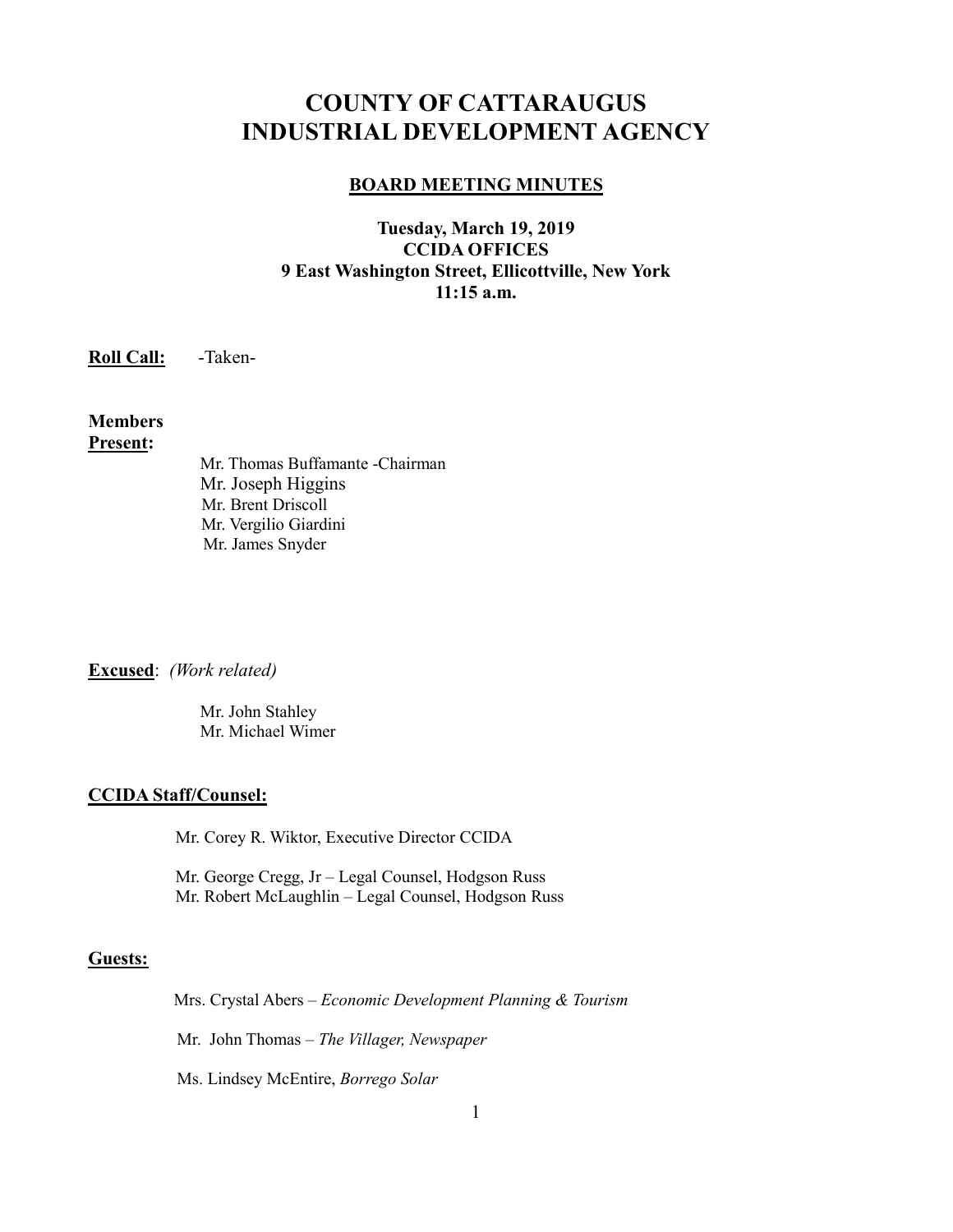# COUNTY OF CATTARAUGUS INDUSTRIAL DEVELOPMENT AGENCY

## BOARD MEETING MINUTES

**Tuesday, March 19, 2019**
**CCIDA OFFICES**
**9 East Washington Street, Ellicottville, New York**
**11:15 a.m.**

**Roll Call:** -Taken-

**Members Present:**

Mr. Thomas Buffamante -Chairman
Mr. Joseph Higgins
Mr. Brent Driscoll
Mr. Vergilio Giardini
Mr. James Snyder

**Excused**: *(Work related)*

Mr. John Stahley
Mr. Michael Wimer

**CCIDA Staff/Counsel:**

Mr. Corey R. Wiktor, Executive Director CCIDA

Mr. George Cregg, Jr – Legal Counsel, Hodgson Russ
Mr. Robert McLaughlin – Legal Counsel, Hodgson Russ

**Guests:**

Mrs. Crystal Abers – *Economic Development Planning & Tourism*

Mr. John Thomas – *The Villager, Newspaper*

Ms. Lindsey McEntire, *Borrego Solar*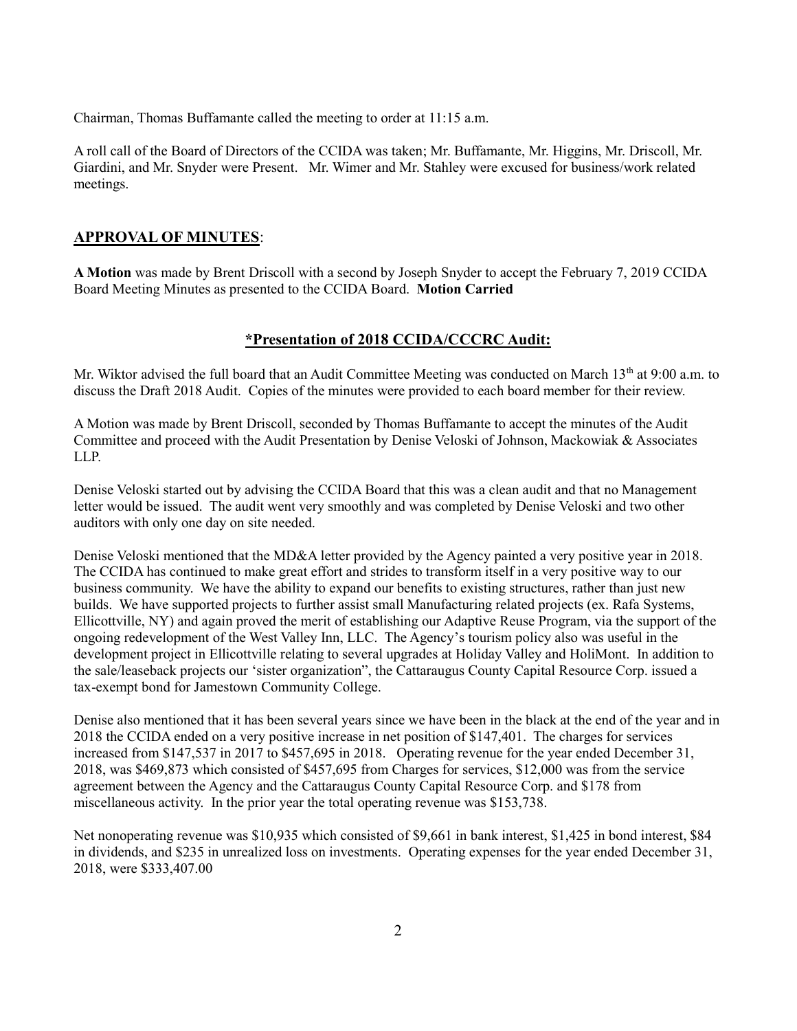Chairman, Thomas Buffamante called the meeting to order at 11:15 a.m.

A roll call of the Board of Directors of the CCIDA was taken; Mr. Buffamante, Mr. Higgins, Mr. Driscoll, Mr. Giardini, and Mr. Snyder were Present. Mr. Wimer and Mr. Stahley were excused for business/work related meetings.

## APPROVAL OF MINUTES:

**A Motion** was made by Brent Driscoll with a second by Joseph Snyder to accept the February 7, 2019 CCIDA Board Meeting Minutes as presented to the CCIDA Board. **Motion Carried**

## *Presentation of 2018 CCIDA/CCCRC Audit:

Mr. Wiktor advised the full board that an Audit Committee Meeting was conducted on March 13th at 9:00 a.m. to discuss the Draft 2018 Audit. Copies of the minutes were provided to each board member for their review.

A Motion was made by Brent Driscoll, seconded by Thomas Buffamante to accept the minutes of the Audit Committee and proceed with the Audit Presentation by Denise Veloski of Johnson, Mackowiak & Associates LLP.

Denise Veloski started out by advising the CCIDA Board that this was a clean audit and that no Management letter would be issued. The audit went very smoothly and was completed by Denise Veloski and two other auditors with only one day on site needed.

Denise Veloski mentioned that the MD&A letter provided by the Agency painted a very positive year in 2018. The CCIDA has continued to make great effort and strides to transform itself in a very positive way to our business community. We have the ability to expand our benefits to existing structures, rather than just new builds. We have supported projects to further assist small Manufacturing related projects (ex. Rafa Systems, Ellicottville, NY) and again proved the merit of establishing our Adaptive Reuse Program, via the support of the ongoing redevelopment of the West Valley Inn, LLC. The Agency's tourism policy also was useful in the development project in Ellicottville relating to several upgrades at Holiday Valley and HoliMont. In addition to the sale/leaseback projects our 'sister organization", the Cattaraugus County Capital Resource Corp. issued a tax-exempt bond for Jamestown Community College.

Denise also mentioned that it has been several years since we have been in the black at the end of the year and in 2018 the CCIDA ended on a very positive increase in net position of $147,401. The charges for services increased from $147,537 in 2017 to $457,695 in 2018. Operating revenue for the year ended December 31, 2018, was $469,873 which consisted of $457,695 from Charges for services, $12,000 was from the service agreement between the Agency and the Cattaraugus County Capital Resource Corp. and $178 from miscellaneous activity. In the prior year the total operating revenue was $153,738.

Net nonoperating revenue was $10,935 which consisted of $9,661 in bank interest, $1,425 in bond interest, $84 in dividends, and $235 in unrealized loss on investments. Operating expenses for the year ended December 31, 2018, were $333,407.00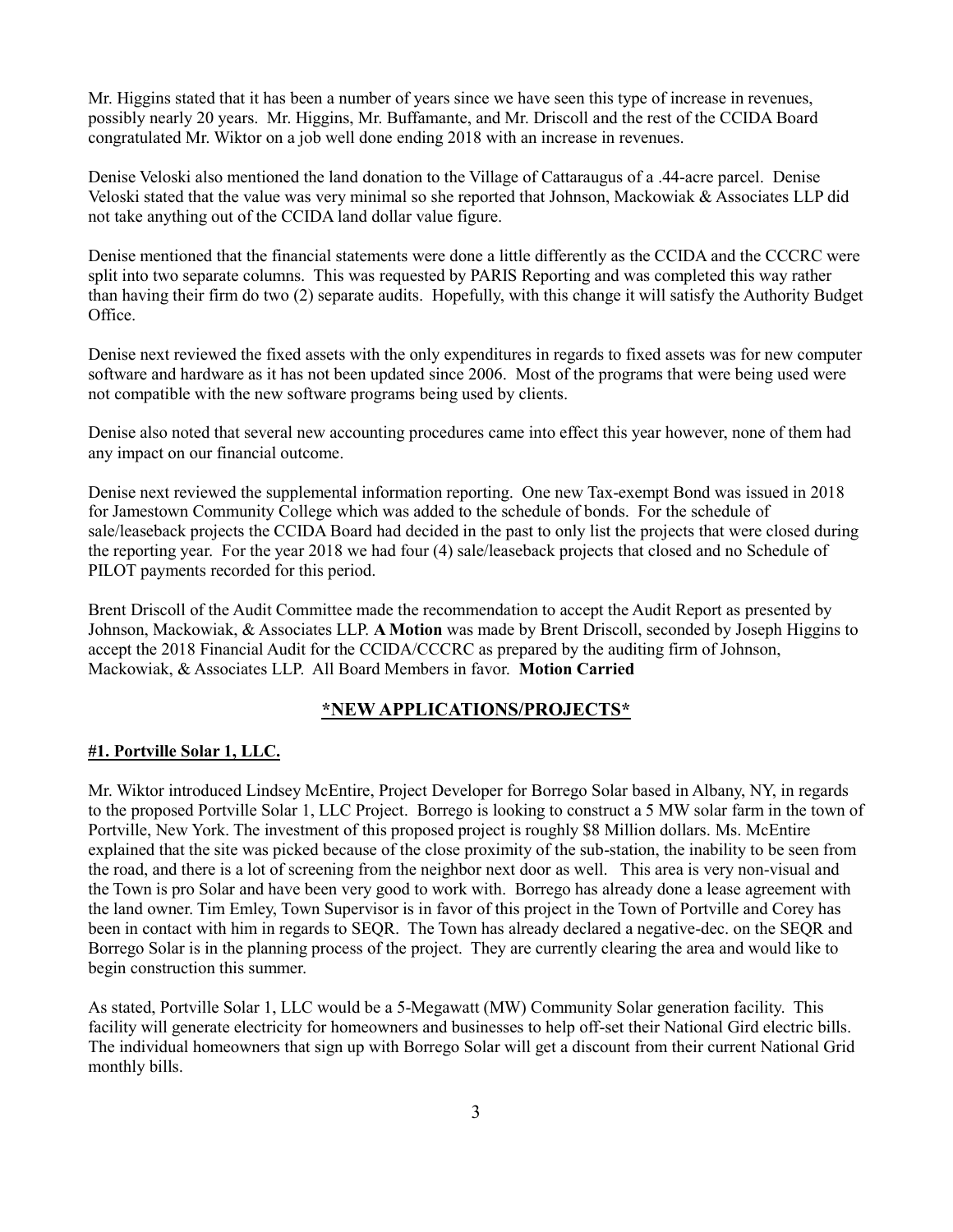Mr. Higgins stated that it has been a number of years since we have seen this type of increase in revenues, possibly nearly 20 years. Mr. Higgins, Mr. Buffamante, and Mr. Driscoll and the rest of the CCIDA Board congratulated Mr. Wiktor on a job well done ending 2018 with an increase in revenues.

Denise Veloski also mentioned the land donation to the Village of Cattaraugus of a .44-acre parcel. Denise Veloski stated that the value was very minimal so she reported that Johnson, Mackowiak & Associates LLP did not take anything out of the CCIDA land dollar value figure.

Denise mentioned that the financial statements were done a little differently as the CCIDA and the CCCRC were split into two separate columns. This was requested by PARIS Reporting and was completed this way rather than having their firm do two (2) separate audits. Hopefully, with this change it will satisfy the Authority Budget Office.

Denise next reviewed the fixed assets with the only expenditures in regards to fixed assets was for new computer software and hardware as it has not been updated since 2006. Most of the programs that were being used were not compatible with the new software programs being used by clients.

Denise also noted that several new accounting procedures came into effect this year however, none of them had any impact on our financial outcome.

Denise next reviewed the supplemental information reporting. One new Tax-exempt Bond was issued in 2018 for Jamestown Community College which was added to the schedule of bonds. For the schedule of sale/leaseback projects the CCIDA Board had decided in the past to only list the projects that were closed during the reporting year. For the year 2018 we had four (4) sale/leaseback projects that closed and no Schedule of PILOT payments recorded for this period.

Brent Driscoll of the Audit Committee made the recommendation to accept the Audit Report as presented by Johnson, Mackowiak, & Associates LLP. **A Motion** was made by Brent Driscoll, seconded by Joseph Higgins to accept the 2018 Financial Audit for the CCIDA/CCCRC as prepared by the auditing firm of Johnson, Mackowiak, & Associates LLP. All Board Members in favor. **Motion Carried**

## *NEW APPLICATIONS/PROJECTS*

### #1. Portville Solar 1, LLC.

Mr. Wiktor introduced Lindsey McEntire, Project Developer for Borrego Solar based in Albany, NY, in regards to the proposed Portville Solar 1, LLC Project. Borrego is looking to construct a 5 MW solar farm in the town of Portville, New York. The investment of this proposed project is roughly $8 Million dollars. Ms. McEntire explained that the site was picked because of the close proximity of the sub-station, the inability to be seen from the road, and there is a lot of screening from the neighbor next door as well. This area is very non-visual and the Town is pro Solar and have been very good to work with. Borrego has already done a lease agreement with the land owner. Tim Emley, Town Supervisor is in favor of this project in the Town of Portville and Corey has been in contact with him in regards to SEQR. The Town has already declared a negative-dec. on the SEQR and Borrego Solar is in the planning process of the project. They are currently clearing the area and would like to begin construction this summer.

As stated, Portville Solar 1, LLC would be a 5-Megawatt (MW) Community Solar generation facility. This facility will generate electricity for homeowners and businesses to help off-set their National Gird electric bills. The individual homeowners that sign up with Borrego Solar will get a discount from their current National Grid monthly bills.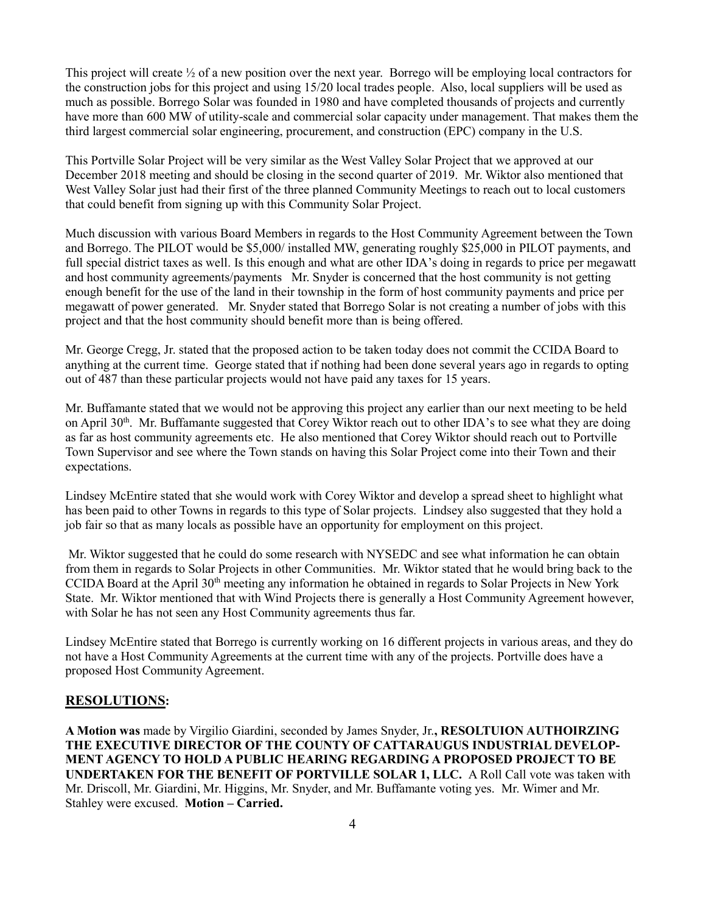This project will create ½ of a new position over the next year. Borrego will be employing local contractors for the construction jobs for this project and using 15/20 local trades people. Also, local suppliers will be used as much as possible. Borrego Solar was founded in 1980 and have completed thousands of projects and currently have more than 600 MW of utility-scale and commercial solar capacity under management. That makes them the third largest commercial solar engineering, procurement, and construction (EPC) company in the U.S.

This Portville Solar Project will be very similar as the West Valley Solar Project that we approved at our December 2018 meeting and should be closing in the second quarter of 2019. Mr. Wiktor also mentioned that West Valley Solar just had their first of the three planned Community Meetings to reach out to local customers that could benefit from signing up with this Community Solar Project.

Much discussion with various Board Members in regards to the Host Community Agreement between the Town and Borrego. The PILOT would be $5,000/ installed MW, generating roughly $25,000 in PILOT payments, and full special district taxes as well. Is this enough and what are other IDA's doing in regards to price per megawatt and host community agreements/payments Mr. Snyder is concerned that the host community is not getting enough benefit for the use of the land in their township in the form of host community payments and price per megawatt of power generated. Mr. Snyder stated that Borrego Solar is not creating a number of jobs with this project and that the host community should benefit more than is being offered.

Mr. George Cregg, Jr. stated that the proposed action to be taken today does not commit the CCIDA Board to anything at the current time. George stated that if nothing had been done several years ago in regards to opting out of 487 than these particular projects would not have paid any taxes for 15 years.

Mr. Buffamante stated that we would not be approving this project any earlier than our next meeting to be held on April 30th. Mr. Buffamante suggested that Corey Wiktor reach out to other IDA's to see what they are doing as far as host community agreements etc. He also mentioned that Corey Wiktor should reach out to Portville Town Supervisor and see where the Town stands on having this Solar Project come into their Town and their expectations.

Lindsey McEntire stated that she would work with Corey Wiktor and develop a spread sheet to highlight what has been paid to other Towns in regards to this type of Solar projects. Lindsey also suggested that they hold a job fair so that as many locals as possible have an opportunity for employment on this project.

Mr. Wiktor suggested that he could do some research with NYSEDC and see what information he can obtain from them in regards to Solar Projects in other Communities. Mr. Wiktor stated that he would bring back to the CCIDA Board at the April 30th meeting any information he obtained in regards to Solar Projects in New York State. Mr. Wiktor mentioned that with Wind Projects there is generally a Host Community Agreement however, with Solar he has not seen any Host Community agreements thus far.

Lindsey McEntire stated that Borrego is currently working on 16 different projects in various areas, and they do not have a Host Community Agreements at the current time with any of the projects. Portville does have a proposed Host Community Agreement.

## RESOLUTIONS:

**A Motion was** made by Virgilio Giardini, seconded by James Snyder, Jr.**, RESOLTUION AUTHOIRZING THE EXECUTIVE DIRECTOR OF THE COUNTY OF CATTARAUGUS INDUSTRIAL DEVELOPMENT AGENCY TO HOLD A PUBLIC HEARING REGARDING A PROPOSED PROJECT TO BE UNDERTAKEN FOR THE BENEFIT OF PORTVILLE SOLAR 1, LLC.** A Roll Call vote was taken with Mr. Driscoll, Mr. Giardini, Mr. Higgins, Mr. Snyder, and Mr. Buffamante voting yes. Mr. Wimer and Mr. Stahley were excused. **Motion – Carried.**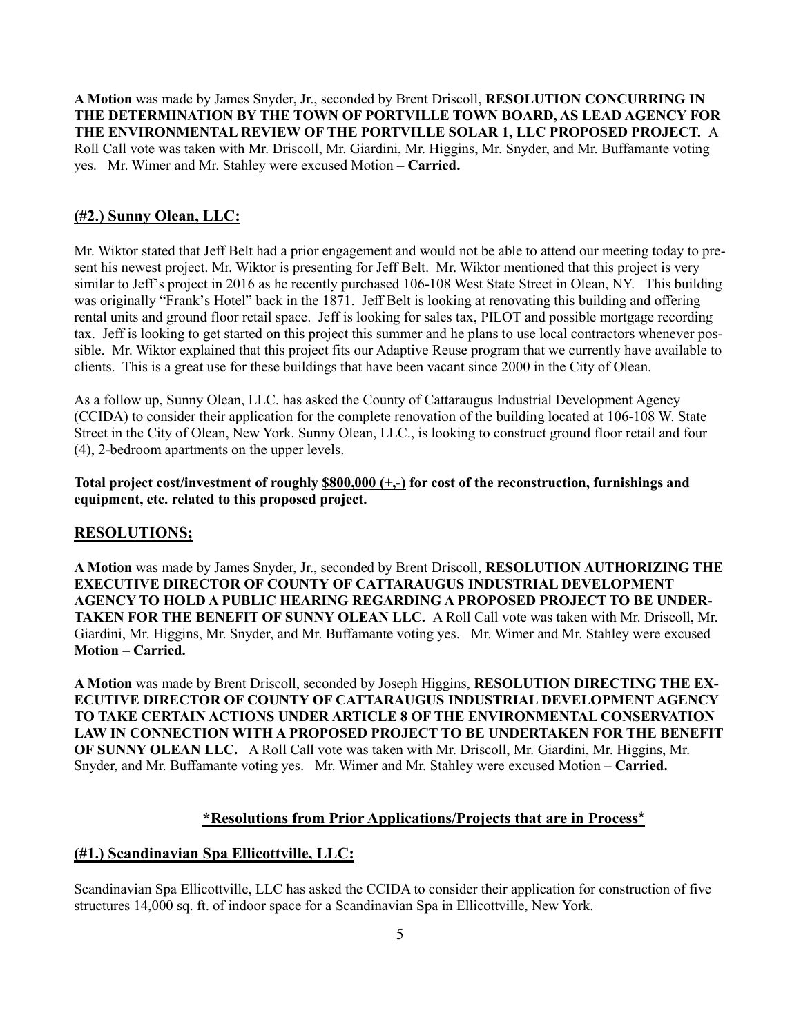**A Motion** was made by James Snyder, Jr., seconded by Brent Driscoll, **RESOLUTION CONCURRING IN THE DETERMINATION BY THE TOWN OF PORTVILLE TOWN BOARD, AS LEAD AGENCY FOR THE ENVIRONMENTAL REVIEW OF THE PORTVILLE SOLAR 1, LLC PROPOSED PROJECT.** A Roll Call vote was taken with Mr. Driscoll, Mr. Giardini, Mr. Higgins, Mr. Snyder, and Mr. Buffamante voting yes. Mr. Wimer and Mr. Stahley were excused Motion **– Carried.**

## (#2.) Sunny Olean, LLC:

Mr. Wiktor stated that Jeff Belt had a prior engagement and would not be able to attend our meeting today to present his newest project. Mr. Wiktor is presenting for Jeff Belt. Mr. Wiktor mentioned that this project is very similar to Jeff's project in 2016 as he recently purchased 106-108 West State Street in Olean, NY. This building was originally "Frank's Hotel" back in the 1871. Jeff Belt is looking at renovating this building and offering rental units and ground floor retail space. Jeff is looking for sales tax, PILOT and possible mortgage recording tax. Jeff is looking to get started on this project this summer and he plans to use local contractors whenever possible. Mr. Wiktor explained that this project fits our Adaptive Reuse program that we currently have available to clients. This is a great use for these buildings that have been vacant since 2000 in the City of Olean.

As a follow up, Sunny Olean, LLC. has asked the County of Cattaraugus Industrial Development Agency (CCIDA) to consider their application for the complete renovation of the building located at 106-108 W. State Street in the City of Olean, New York. Sunny Olean, LLC., is looking to construct ground floor retail and four (4), 2-bedroom apartments on the upper levels.

**Total project cost/investment of roughly $800,000 (+,-) for cost of the reconstruction, furnishings and equipment, etc. related to this proposed project.**

## RESOLUTIONS;

**A Motion** was made by James Snyder, Jr., seconded by Brent Driscoll, **RESOLUTION AUTHORIZING THE EXECUTIVE DIRECTOR OF COUNTY OF CATTARAUGUS INDUSTRIAL DEVELOPMENT AGENCY TO HOLD A PUBLIC HEARING REGARDING A PROPOSED PROJECT TO BE UNDERTAKEN FOR THE BENEFIT OF SUNNY OLEAN LLC.** A Roll Call vote was taken with Mr. Driscoll, Mr. Giardini, Mr. Higgins, Mr. Snyder, and Mr. Buffamante voting yes. Mr. Wimer and Mr. Stahley were excused **Motion – Carried.**

**A Motion** was made by Brent Driscoll, seconded by Joseph Higgins, **RESOLUTION DIRECTING THE EXECUTIVE DIRECTOR OF COUNTY OF CATTARAUGUS INDUSTRIAL DEVELOPMENT AGENCY TO TAKE CERTAIN ACTIONS UNDER ARTICLE 8 OF THE ENVIRONMENTAL CONSERVATION LAW IN CONNECTION WITH A PROPOSED PROJECT TO BE UNDERTAKEN FOR THE BENEFIT OF SUNNY OLEAN LLC.** A Roll Call vote was taken with Mr. Driscoll, Mr. Giardini, Mr. Higgins, Mr. Snyder, and Mr. Buffamante voting yes. Mr. Wimer and Mr. Stahley were excused Motion **– Carried.**

## \*Resolutions from Prior Applications/Projects that are in Process\*

## (#1.) Scandinavian Spa Ellicottville, LLC:

Scandinavian Spa Ellicottville, LLC has asked the CCIDA to consider their application for construction of five structures 14,000 sq. ft. of indoor space for a Scandinavian Spa in Ellicottville, New York.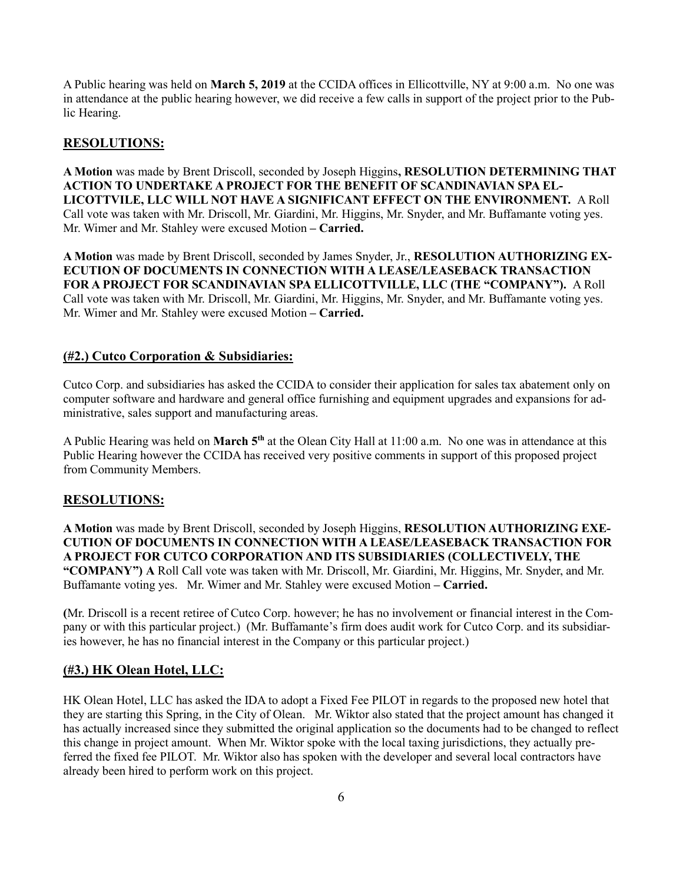A Public hearing was held on **March 5, 2019** at the CCIDA offices in Ellicottville, NY at 9:00 a.m. No one was in attendance at the public hearing however, we did receive a few calls in support of the project prior to the Public Hearing.

## RESOLUTIONS:

**A Motion** was made by Brent Driscoll, seconded by Joseph Higgins**, RESOLUTION DETERMINING THAT ACTION TO UNDERTAKE A PROJECT FOR THE BENEFIT OF SCANDINAVIAN SPA ELLICOTTVILE, LLC WILL NOT HAVE A SIGNIFICANT EFFECT ON THE ENVIRONMENT.** A Roll Call vote was taken with Mr. Driscoll, Mr. Giardini, Mr. Higgins, Mr. Snyder, and Mr. Buffamante voting yes. Mr. Wimer and Mr. Stahley were excused Motion **– Carried.**

**A Motion** was made by Brent Driscoll, seconded by James Snyder, Jr., **RESOLUTION AUTHORIZING EXECUTION OF DOCUMENTS IN CONNECTION WITH A LEASE/LEASEBACK TRANSACTION FOR A PROJECT FOR SCANDINAVIAN SPA ELLICOTTVILLE, LLC (THE "COMPANY").** A Roll Call vote was taken with Mr. Driscoll, Mr. Giardini, Mr. Higgins, Mr. Snyder, and Mr. Buffamante voting yes. Mr. Wimer and Mr. Stahley were excused Motion **– Carried.**

## (#2.) Cutco Corporation & Subsidiaries:

Cutco Corp. and subsidiaries has asked the CCIDA to consider their application for sales tax abatement only on computer software and hardware and general office furnishing and equipment upgrades and expansions for administrative, sales support and manufacturing areas.

A Public Hearing was held on **March 5th** at the Olean City Hall at 11:00 a.m. No one was in attendance at this Public Hearing however the CCIDA has received very positive comments in support of this proposed project from Community Members.

## RESOLUTIONS:

**A Motion** was made by Brent Driscoll, seconded by Joseph Higgins, **RESOLUTION AUTHORIZING EXECUTION OF DOCUMENTS IN CONNECTION WITH A LEASE/LEASEBACK TRANSACTION FOR A PROJECT FOR CUTCO CORPORATION AND ITS SUBSIDIARIES (COLLECTIVELY, THE "COMPANY") A** Roll Call vote was taken with Mr. Driscoll, Mr. Giardini, Mr. Higgins, Mr. Snyder, and Mr. Buffamante voting yes. Mr. Wimer and Mr. Stahley were excused Motion **– Carried.**

**(**Mr. Driscoll is a recent retiree of Cutco Corp. however; he has no involvement or financial interest in the Company or with this particular project.) (Mr. Buffamante's firm does audit work for Cutco Corp. and its subsidiaries however, he has no financial interest in the Company or this particular project.)

## (#3.) HK Olean Hotel, LLC:

HK Olean Hotel, LLC has asked the IDA to adopt a Fixed Fee PILOT in regards to the proposed new hotel that they are starting this Spring, in the City of Olean. Mr. Wiktor also stated that the project amount has changed it has actually increased since they submitted the original application so the documents had to be changed to reflect this change in project amount. When Mr. Wiktor spoke with the local taxing jurisdictions, they actually preferred the fixed fee PILOT. Mr. Wiktor also has spoken with the developer and several local contractors have already been hired to perform work on this project.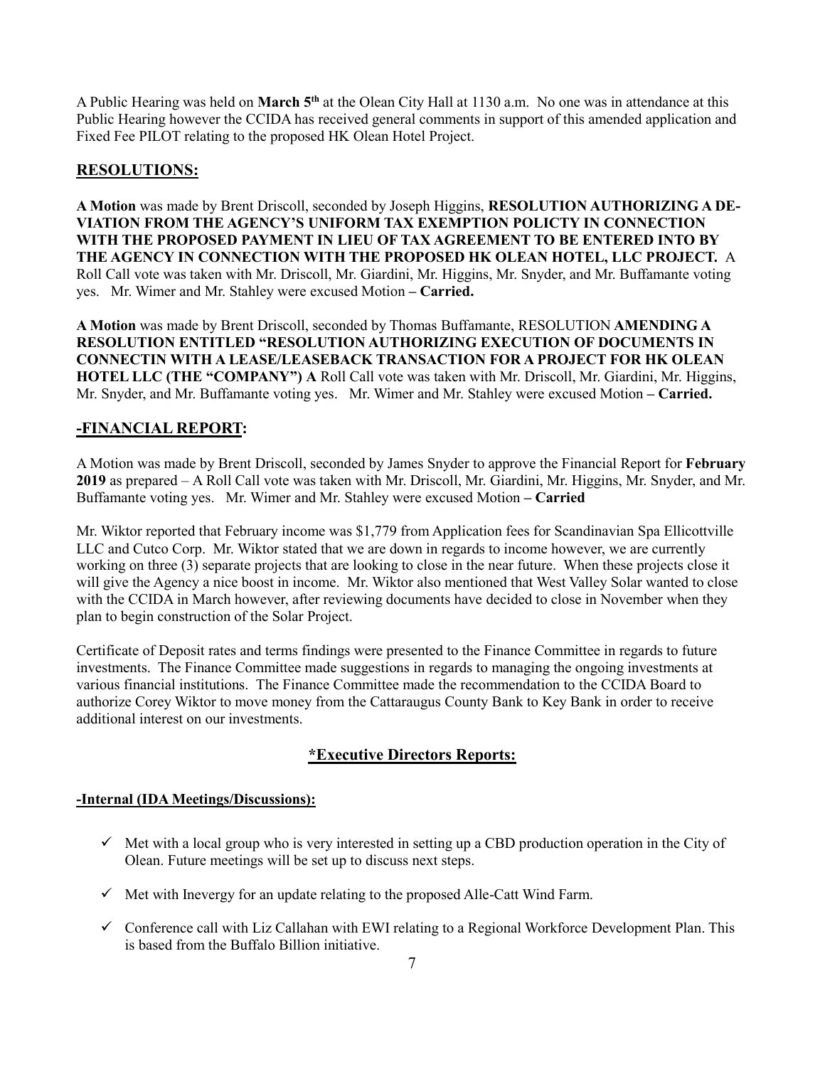A Public Hearing was held on **March 5th** at the Olean City Hall at 1130 a.m. No one was in attendance at this Public Hearing however the CCIDA has received general comments in support of this amended application and Fixed Fee PILOT relating to the proposed HK Olean Hotel Project.

## RESOLUTIONS:

**A Motion** was made by Brent Driscoll, seconded by Joseph Higgins, **RESOLUTION AUTHORIZING A DE-VIATION FROM THE AGENCY'S UNIFORM TAX EXEMPTION POLICTY IN CONNECTION WITH THE PROPOSED PAYMENT IN LIEU OF TAX AGREEMENT TO BE ENTERED INTO BY THE AGENCY IN CONNECTION WITH THE PROPOSED HK OLEAN HOTEL, LLC PROJECT.** A Roll Call vote was taken with Mr. Driscoll, Mr. Giardini, Mr. Higgins, Mr. Snyder, and Mr. Buffamante voting yes. Mr. Wimer and Mr. Stahley were excused Motion **– Carried.**

**A Motion** was made by Brent Driscoll, seconded by Thomas Buffamante, RESOLUTION **AMENDING A RESOLUTION ENTITLED "RESOLUTION AUTHORIZING EXECUTION OF DOCUMENTS IN CONNECTIN WITH A LEASE/LEASEBACK TRANSACTION FOR A PROJECT FOR HK OLEAN HOTEL LLC (THE "COMPANY") A** Roll Call vote was taken with Mr. Driscoll, Mr. Giardini, Mr. Higgins, Mr. Snyder, and Mr. Buffamante voting yes. Mr. Wimer and Mr. Stahley were excused Motion **– Carried.**

## -FINANCIAL REPORT:

A Motion was made by Brent Driscoll, seconded by James Snyder to approve the Financial Report for **February 2019** as prepared – A Roll Call vote was taken with Mr. Driscoll, Mr. Giardini, Mr. Higgins, Mr. Snyder, and Mr. Buffamante voting yes. Mr. Wimer and Mr. Stahley were excused Motion **– Carried**

Mr. Wiktor reported that February income was $1,779 from Application fees for Scandinavian Spa Ellicottville LLC and Cutco Corp. Mr. Wiktor stated that we are down in regards to income however, we are currently working on three (3) separate projects that are looking to close in the near future. When these projects close it will give the Agency a nice boost in income. Mr. Wiktor also mentioned that West Valley Solar wanted to close with the CCIDA in March however, after reviewing documents have decided to close in November when they plan to begin construction of the Solar Project.

Certificate of Deposit rates and terms findings were presented to the Finance Committee in regards to future investments. The Finance Committee made suggestions in regards to managing the ongoing investments at various financial institutions. The Finance Committee made the recommendation to the CCIDA Board to authorize Corey Wiktor to move money from the Cattaraugus County Bank to Key Bank in order to receive additional interest on our investments.

## *Executive Directors Reports:

### -Internal (IDA Meetings/Discussions):

- ✓ Met with a local group who is very interested in setting up a CBD production operation in the City of Olean. Future meetings will be set up to discuss next steps.
- ✓ Met with Inevergy for an update relating to the proposed Alle-Catt Wind Farm.
- ✓ Conference call with Liz Callahan with EWI relating to a Regional Workforce Development Plan. This is based from the Buffalo Billion initiative.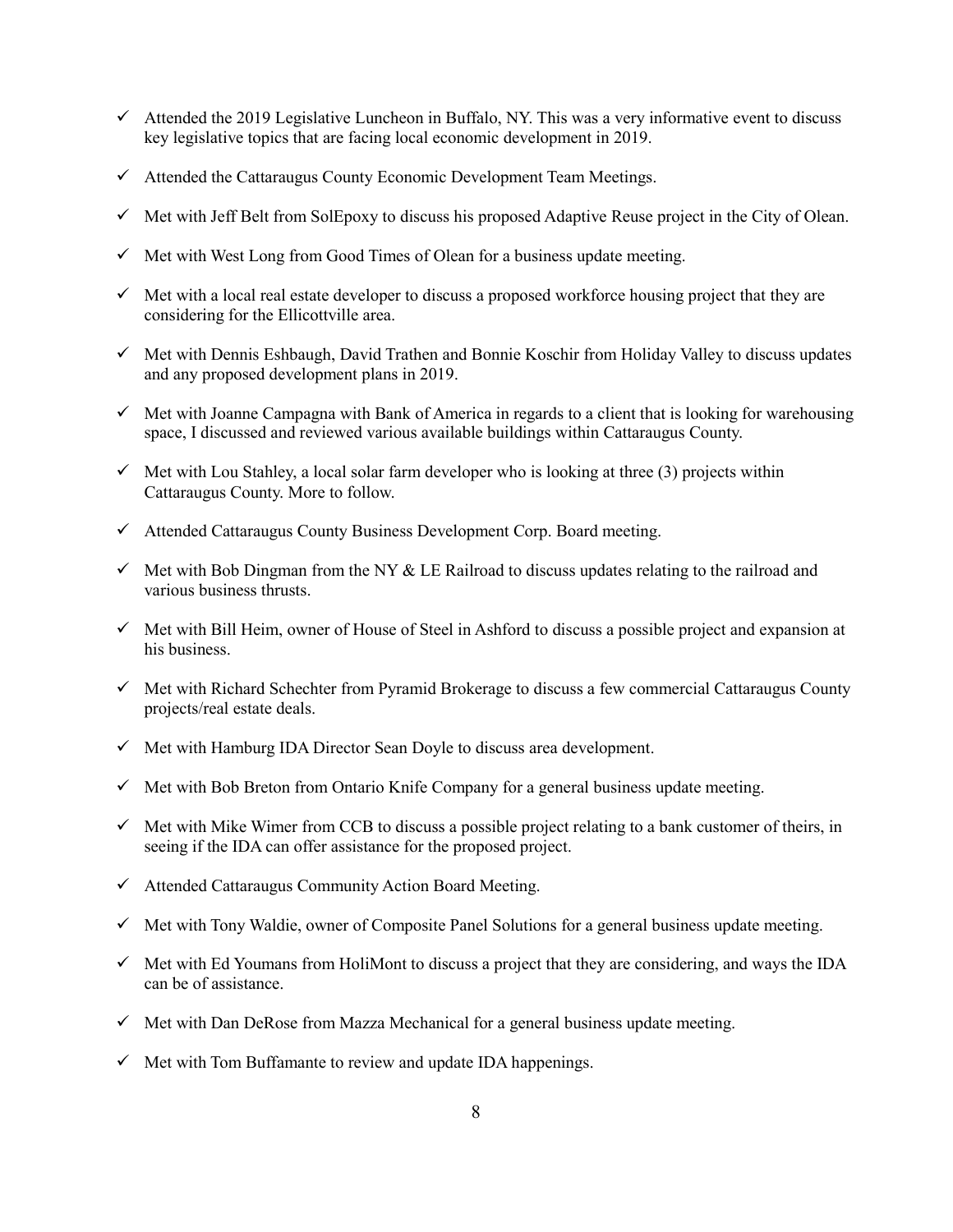- ✓ Attended the 2019 Legislative Luncheon in Buffalo, NY. This was a very informative event to discuss key legislative topics that are facing local economic development in 2019.
- ✓ Attended the Cattaraugus County Economic Development Team Meetings.
- ✓ Met with Jeff Belt from SolEpoxy to discuss his proposed Adaptive Reuse project in the City of Olean.
- ✓ Met with West Long from Good Times of Olean for a business update meeting.
- ✓ Met with a local real estate developer to discuss a proposed workforce housing project that they are considering for the Ellicottville area.
- ✓ Met with Dennis Eshbaugh, David Trathen and Bonnie Koschir from Holiday Valley to discuss updates and any proposed development plans in 2019.
- ✓ Met with Joanne Campagna with Bank of America in regards to a client that is looking for warehousing space, I discussed and reviewed various available buildings within Cattaraugus County.
- ✓ Met with Lou Stahley, a local solar farm developer who is looking at three (3) projects within Cattaraugus County. More to follow.
- ✓ Attended Cattaraugus County Business Development Corp. Board meeting.
- ✓ Met with Bob Dingman from the NY & LE Railroad to discuss updates relating to the railroad and various business thrusts.
- ✓ Met with Bill Heim, owner of House of Steel in Ashford to discuss a possible project and expansion at his business.
- ✓ Met with Richard Schechter from Pyramid Brokerage to discuss a few commercial Cattaraugus County projects/real estate deals.
- ✓ Met with Hamburg IDA Director Sean Doyle to discuss area development.
- ✓ Met with Bob Breton from Ontario Knife Company for a general business update meeting.
- ✓ Met with Mike Wimer from CCB to discuss a possible project relating to a bank customer of theirs, in seeing if the IDA can offer assistance for the proposed project.
- ✓ Attended Cattaraugus Community Action Board Meeting.
- ✓ Met with Tony Waldie, owner of Composite Panel Solutions for a general business update meeting.
- ✓ Met with Ed Youmans from HoliMont to discuss a project that they are considering, and ways the IDA can be of assistance.
- ✓ Met with Dan DeRose from Mazza Mechanical for a general business update meeting.
- ✓ Met with Tom Buffamante to review and update IDA happenings.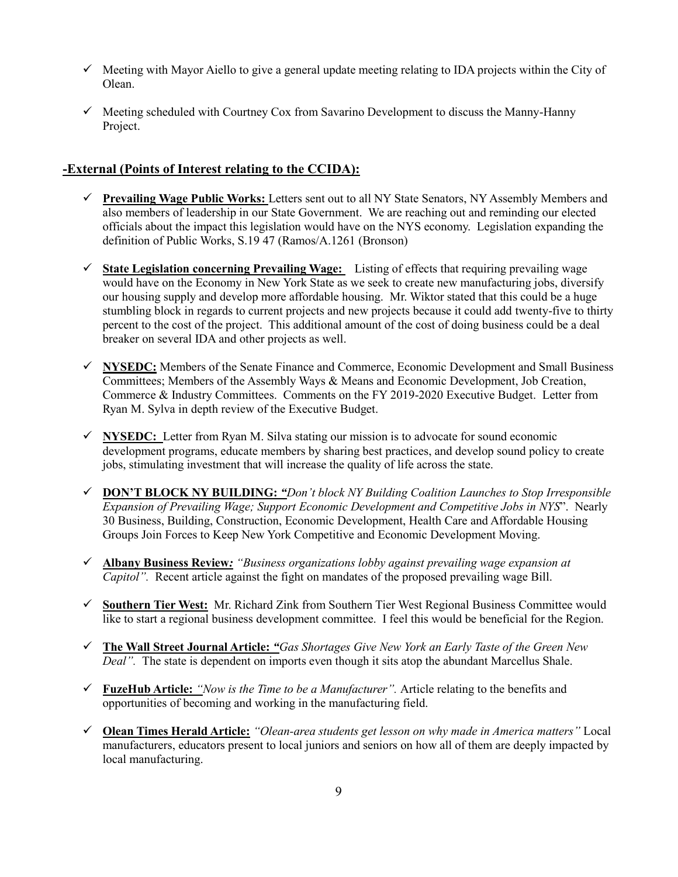- ✓ Meeting with Mayor Aiello to give a general update meeting relating to IDA projects within the City of Olean.

- ✓ Meeting scheduled with Courtney Cox from Savarino Development to discuss the Manny-Hanny Project.

## -External (Points of Interest relating to the CCIDA):

- ✓ **Prevailing Wage Public Works:** Letters sent out to all NY State Senators, NY Assembly Members and also members of leadership in our State Government. We are reaching out and reminding our elected officials about the impact this legislation would have on the NYS economy. Legislation expanding the definition of Public Works, S.19 47 (Ramos/A.1261 (Bronson)

- ✓ **State Legislation concerning Prevailing Wage:** Listing of effects that requiring prevailing wage would have on the Economy in New York State as we seek to create new manufacturing jobs, diversify our housing supply and develop more affordable housing. Mr. Wiktor stated that this could be a huge stumbling block in regards to current projects and new projects because it could add twenty-five to thirty percent to the cost of the project. This additional amount of the cost of doing business could be a deal breaker on several IDA and other projects as well.

- ✓ **NYSEDC:** Members of the Senate Finance and Commerce, Economic Development and Small Business Committees; Members of the Assembly Ways & Means and Economic Development, Job Creation, Commerce & Industry Committees. Comments on the FY 2019-2020 Executive Budget. Letter from Ryan M. Sylva in depth review of the Executive Budget.

- ✓ **NYSEDC:** Letter from Ryan M. Silva stating our mission is to advocate for sound economic development programs, educate members by sharing best practices, and develop sound policy to create jobs, stimulating investment that will increase the quality of life across the state.

- ✓ **DON'T BLOCK NY BUILDING:** *"Don't block NY Building Coalition Launches to Stop Irresponsible Expansion of Prevailing Wage; Support Economic Development and Competitive Jobs in NYS*". Nearly 30 Business, Building, Construction, Economic Development, Health Care and Affordable Housing Groups Join Forces to Keep New York Competitive and Economic Development Moving.

- ✓ **Albany Business Review***: "Business organizations lobby against prevailing wage expansion at Capitol".* Recent article against the fight on mandates of the proposed prevailing wage Bill.

- ✓ **Southern Tier West:** Mr. Richard Zink from Southern Tier West Regional Business Committee would like to start a regional business development committee. I feel this would be beneficial for the Region.

- ✓ **The Wall Street Journal Article:** *"Gas Shortages Give New York an Early Taste of the Green New Deal".* The state is dependent on imports even though it sits atop the abundant Marcellus Shale.

- ✓ **FuzeHub Article:** *"Now is the Time to be a Manufacturer".* Article relating to the benefits and opportunities of becoming and working in the manufacturing field.

- ✓ **Olean Times Herald Article:** *"Olean-area students get lesson on why made in America matters"* Local manufacturers, educators present to local juniors and seniors on how all of them are deeply impacted by local manufacturing.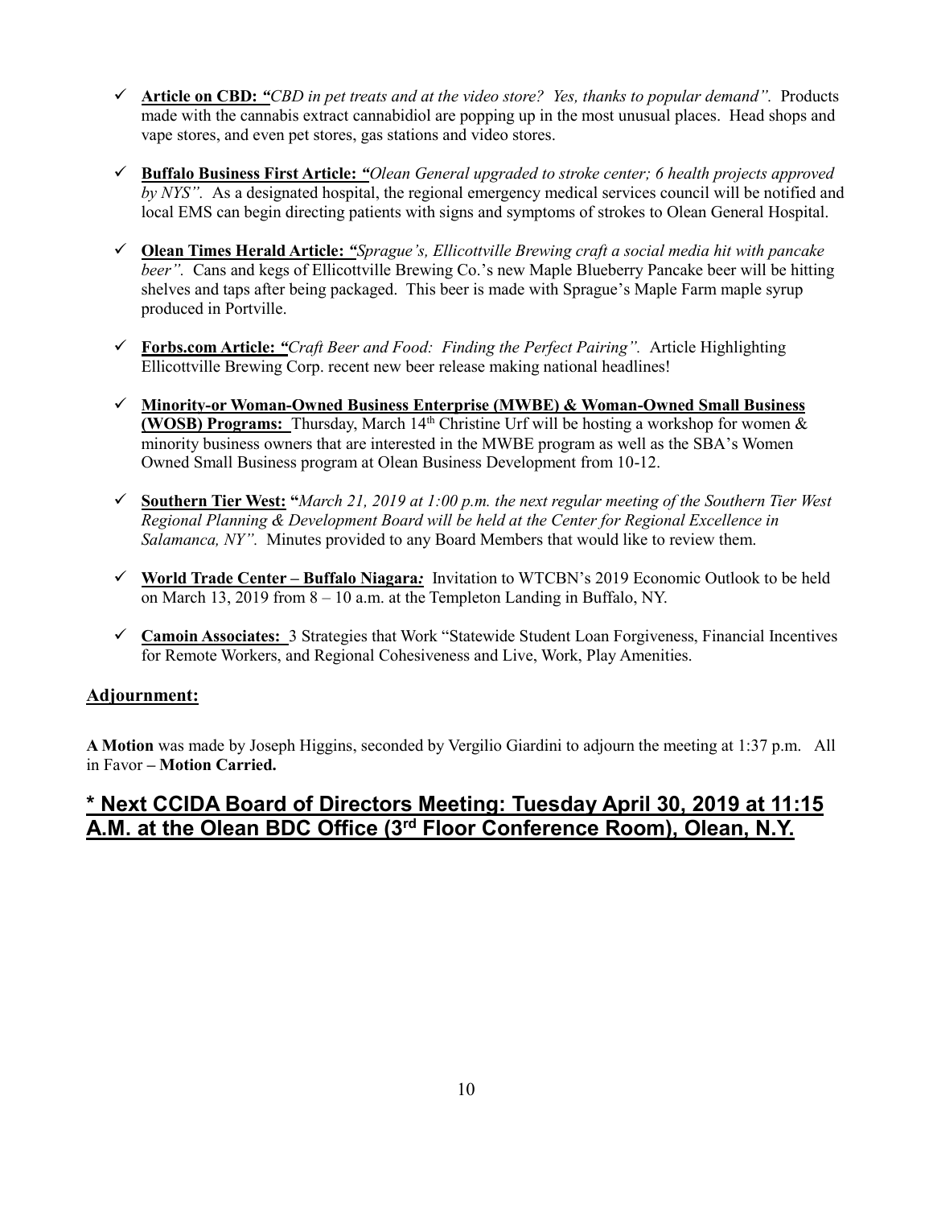- ✓ **Article on CBD:** *"CBD in pet treats and at the video store? Yes, thanks to popular demand".* Products made with the cannabis extract cannabidiol are popping up in the most unusual places. Head shops and vape stores, and even pet stores, gas stations and video stores.

- ✓ **Buffalo Business First Article:** *"Olean General upgraded to stroke center; 6 health projects approved by NYS".* As a designated hospital, the regional emergency medical services council will be notified and local EMS can begin directing patients with signs and symptoms of strokes to Olean General Hospital.

- ✓ **Olean Times Herald Article:** *"Sprague's, Ellicottville Brewing craft a social media hit with pancake beer".* Cans and kegs of Ellicottville Brewing Co.'s new Maple Blueberry Pancake beer will be hitting shelves and taps after being packaged. This beer is made with Sprague's Maple Farm maple syrup produced in Portville.

- ✓ **Forbs.com Article:** *"Craft Beer and Food: Finding the Perfect Pairing".* Article Highlighting Ellicottville Brewing Corp. recent new beer release making national headlines!

- ✓ **Minority-or Woman-Owned Business Enterprise (MWBE) & Woman-Owned Small Business (WOSB) Programs:** Thursday, March 14th Christine Urf will be hosting a workshop for women & minority business owners that are interested in the MWBE program as well as the SBA's Women Owned Small Business program at Olean Business Development from 10-12.

- ✓ **Southern Tier West:** *"March 21, 2019 at 1:00 p.m. the next regular meeting of the Southern Tier West Regional Planning & Development Board will be held at the Center for Regional Excellence in Salamanca, NY".* Minutes provided to any Board Members that would like to review them.

- ✓ **World Trade Center – Buffalo Niagara:** Invitation to WTCBN's 2019 Economic Outlook to be held on March 13, 2019 from 8 – 10 a.m. at the Templeton Landing in Buffalo, NY.

- ✓ **Camoin Associates:** 3 Strategies that Work "Statewide Student Loan Forgiveness, Financial Incentives for Remote Workers, and Regional Cohesiveness and Live, Work, Play Amenities.

## Adjournment:

**A Motion** was made by Joseph Higgins, seconded by Vergilio Giardini to adjourn the meeting at 1:37 p.m. All in Favor – **Motion Carried.**

## * Next CCIDA Board of Directors Meeting: Tuesday April 30, 2019 at 11:15 A.M. at the Olean BDC Office (3rd Floor Conference Room), Olean, N.Y.